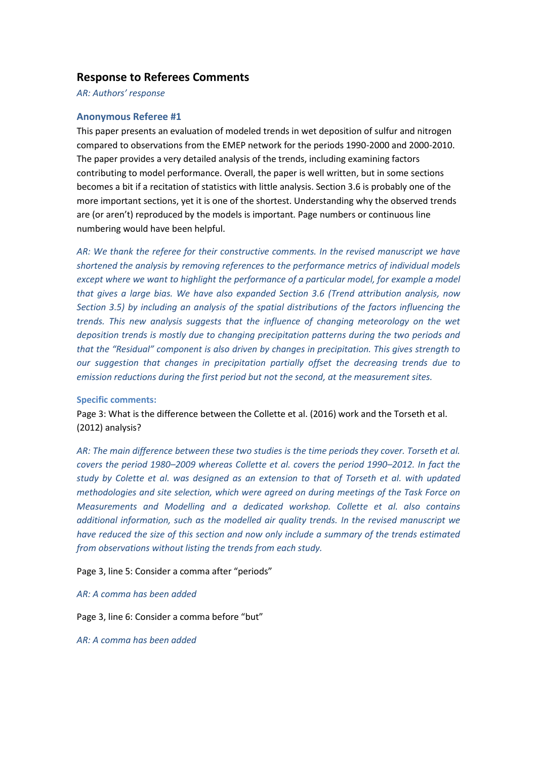## Response to Referees Comments

*AR: Authors' response*

### Anonymous Referee #1

This paper presents an evaluation of modeled trends in wet deposition of sulfur and nitrogen compared to observations from the EMEP network for the periods 1990-2000 and 2000-2010. The paper provides a very detailed analysis of the trends, including examining factors contributing to model performance. Overall, the paper is well written, but in some sections becomes a bit if a recitation of statistics with little analysis. Section 3.6 is probably one of the more important sections, yet it is one of the shortest. Understanding why the observed trends are (or aren't) reproduced by the models is important. Page numbers or continuous line numbering would have been helpful.

*AR: We thank the referee for their constructive comments. In the revised manuscript we have shortened the analysis by removing references to the performance metrics of individual models except where we want to highlight the performance of a particular model, for example a model that gives a large bias. We have also expanded Section 3.6 (Trend attribution analysis, now Section 3.5) by including an analysis of the spatial distributions of the factors influencing the trends. This new analysis suggests that the influence of changing meteorology on the wet deposition trends is mostly due to changing precipitation patterns during the two periods and that the "Residual" component is also driven by changes in precipitation. This gives strength to our suggestion that changes in precipitation partially offset the decreasing trends due to emission reductions during the first period but not the second, at the measurement sites.*

#### Specific comments:

Page 3: What is the difference between the Collette et al. (2016) work and the Torseth et al. (2012) analysis?

*AR: The main difference between these two studies is the time periods they cover. Torseth et al. covers the period 1980–2009 whereas Collette et al. covers the period 1990–2012. In fact the study by Colette et al. was designed as an extension to that of Torseth et al. with updated methodologies and site selection, which were agreed on during meetings of the Task Force on Measurements and Modelling and a dedicated workshop. Collette et al. also contains additional information, such as the modelled air quality trends. In the revised manuscript we have reduced the size of this section and now only include a summary of the trends estimated from observations without listing the trends from each study.*

Page 3, line 5: Consider a comma after "periods"

*AR: A comma has been added*

Page 3, line 6: Consider a comma before "but"

*AR: A comma has been added*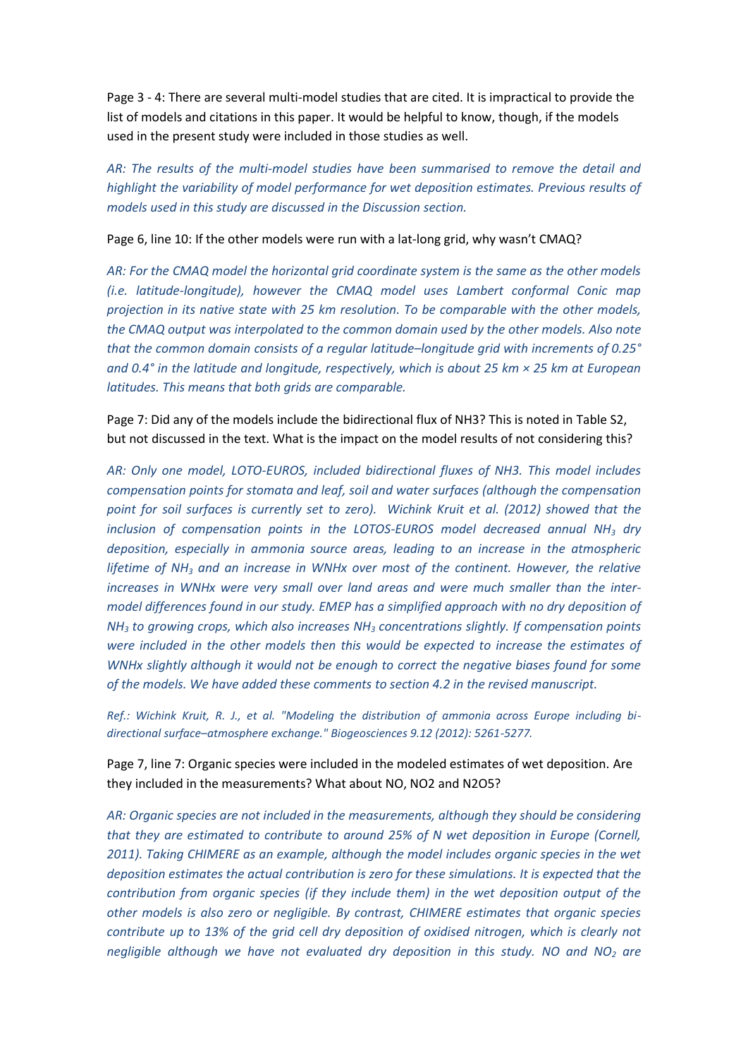Page 3 - 4: There are several multi-model studies that are cited. It is impractical to provide the list of models and citations in this paper. It would be helpful to know, though, if the models used in the present study were included in those studies as well.

*AR: The results of the multi-model studies have been summarised to remove the detail and highlight the variability of model performance for wet deposition estimates. Previous results of models used in this study are discussed in the Discussion section.*

Page 6, line 10: If the other models were run with a lat-long grid, why wasn't CMAQ?

*AR: For the CMAQ model the horizontal grid coordinate system is the same as the other models (i.e. latitude-longitude), however the CMAQ model uses Lambert conformal Conic map projection in its native state with 25 km resolution. To be comparable with the other models, the CMAQ output was interpolated to the common domain used by the other models. Also note that the common domain consists of a regular latitude–longitude grid with increments of 0.25° and 0.4° in the latitude and longitude, respectively, which is about 25 km × 25 km at European latitudes. This means that both grids are comparable.*

Page 7: Did any of the models include the bidirectional flux of NH3? This is noted in Table S2, but not discussed in the text. What is the impact on the model results of not considering this?

*AR: Only one model, LOTO-EUROS, included bidirectional fluxes of NH3. This model includes compensation points for stomata and leaf, soil and water surfaces (although the compensation point for soil surfaces is currently set to zero). Wichink Kruit et al. (2012) showed that the inclusion of compensation points in the LOTOS-EUROS model decreased annual $NH_3$ dry deposition, especially in ammonia source areas, leading to an increase in the atmospheric lifetime of $NH_3$ and an increase in WNHx over most of the continent. However, the relative increases in WNHx were very small over land areas and were much smaller than the inter-model differences found in our study. EMEP has a simplified approach with no dry deposition of $NH_3$ to growing crops, which also increases $NH_3$ concentrations slightly. If compensation points were included in the other models then this would be expected to increase the estimates of WNHx slightly although it would not be enough to correct the negative biases found for some of the models. We have added these comments to section 4.2 in the revised manuscript.*

*Ref.: Wichink Kruit, R. J., et al. "Modeling the distribution of ammonia across Europe including bi-directional surface–atmosphere exchange." Biogeosciences 9.12 (2012): 5261-5277.*

Page 7, line 7: Organic species were included in the modeled estimates of wet deposition. Are they included in the measurements? What about NO, NO2 and N2O5?

*AR: Organic species are not included in the measurements, although they should be considering that they are estimated to contribute to around 25% of N wet deposition in Europe (Cornell, 2011). Taking CHIMERE as an example, although the model includes organic species in the wet deposition estimates the actual contribution is zero for these simulations. It is expected that the contribution from organic species (if they include them) in the wet deposition output of the other models is also zero or negligible. By contrast, CHIMERE estimates that organic species contribute up to 13% of the grid cell dry deposition of oxidised nitrogen, which is clearly not negligible although we have not evaluated dry deposition in this study. NO and $NO_2$ are*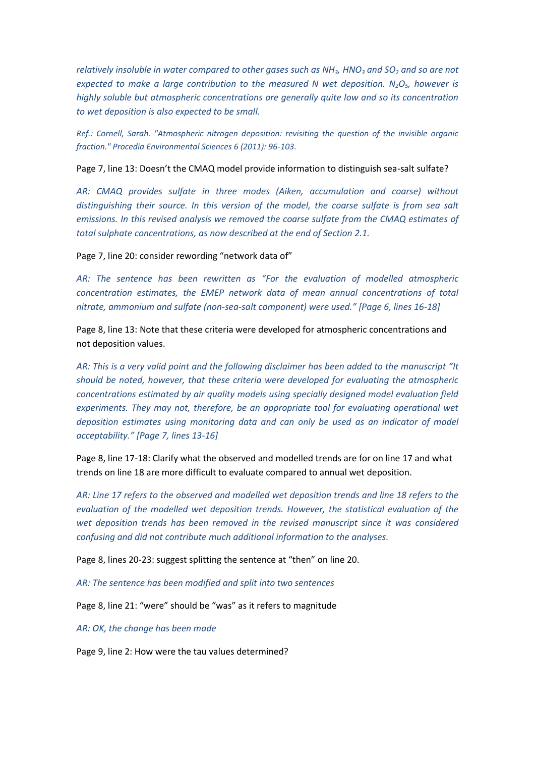*relatively insoluble in water compared to other gases such as $NH_3$, $HNO_3$ and $SO_2$ and so are not expected to make a large contribution to the measured N wet deposition. $N_2O_5$, however is highly soluble but atmospheric concentrations are generally quite low and so its concentration to wet deposition is also expected to be small.*

*Ref.: Cornell, Sarah. "Atmospheric nitrogen deposition: revisiting the question of the invisible organic fraction." Procedia Environmental Sciences 6 (2011): 96-103.*

Page 7, line 13: Doesn't the CMAQ model provide information to distinguish sea-salt sulfate?

*AR: CMAQ provides sulfate in three modes (Aiken, accumulation and coarse) without distinguishing their source. In this version of the model, the coarse sulfate is from sea salt emissions. In this revised analysis we removed the coarse sulfate from the CMAQ estimates of total sulphate concentrations, as now described at the end of Section 2.1.*

Page 7, line 20: consider rewording "network data of"

*AR: The sentence has been rewritten as "For the evaluation of modelled atmospheric concentration estimates, the EMEP network data of mean annual concentrations of total nitrate, ammonium and sulfate (non-sea-salt component) were used." [Page 6, lines 16-18]*

Page 8, line 13: Note that these criteria were developed for atmospheric concentrations and not deposition values.

*AR: This is a very valid point and the following disclaimer has been added to the manuscript "It should be noted, however, that these criteria were developed for evaluating the atmospheric concentrations estimated by air quality models using specially designed model evaluation field experiments. They may not, therefore, be an appropriate tool for evaluating operational wet deposition estimates using monitoring data and can only be used as an indicator of model acceptability." [Page 7, lines 13-16]*

Page 8, line 17-18: Clarify what the observed and modelled trends are for on line 17 and what trends on line 18 are more difficult to evaluate compared to annual wet deposition.

*AR: Line 17 refers to the observed and modelled wet deposition trends and line 18 refers to the evaluation of the modelled wet deposition trends. However, the statistical evaluation of the wet deposition trends has been removed in the revised manuscript since it was considered confusing and did not contribute much additional information to the analyses.*

Page 8, lines 20-23: suggest splitting the sentence at "then" on line 20.

*AR: The sentence has been modified and split into two sentences*

Page 8, line 21: "were" should be "was" as it refers to magnitude

*AR: OK, the change has been made*

Page 9, line 2: How were the tau values determined?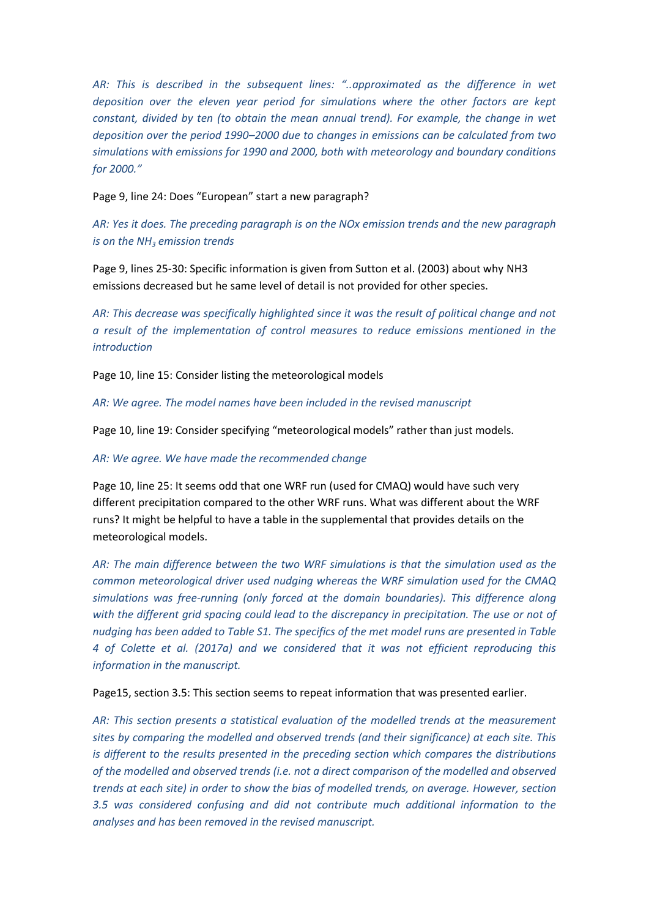*AR: This is described in the subsequent lines: "..approximated as the difference in wet deposition over the eleven year period for simulations where the other factors are kept constant, divided by ten (to obtain the mean annual trend). For example, the change in wet deposition over the period 1990–2000 due to changes in emissions can be calculated from two simulations with emissions for 1990 and 2000, both with meteorology and boundary conditions for 2000."*

Page 9, line 24: Does "European" start a new paragraph?

*AR: Yes it does. The preceding paragraph is on the NOx emission trends and the new paragraph is on the $NH_3$ emission trends*

Page 9, lines 25-30: Specific information is given from Sutton et al. (2003) about why NH3 emissions decreased but he same level of detail is not provided for other species.

*AR: This decrease was specifically highlighted since it was the result of political change and not a result of the implementation of control measures to reduce emissions mentioned in the introduction*

Page 10, line 15: Consider listing the meteorological models

*AR: We agree. The model names have been included in the revised manuscript*

Page 10, line 19: Consider specifying "meteorological models" rather than just models.

*AR: We agree. We have made the recommended change*

Page 10, line 25: It seems odd that one WRF run (used for CMAQ) would have such very different precipitation compared to the other WRF runs. What was different about the WRF runs? It might be helpful to have a table in the supplemental that provides details on the meteorological models.

*AR: The main difference between the two WRF simulations is that the simulation used as the common meteorological driver used nudging whereas the WRF simulation used for the CMAQ simulations was free-running (only forced at the domain boundaries). This difference along with the different grid spacing could lead to the discrepancy in precipitation. The use or not of nudging has been added to Table S1. The specifics of the met model runs are presented in Table 4 of Colette et al. (2017a) and we considered that it was not efficient reproducing this information in the manuscript.*

Page15, section 3.5: This section seems to repeat information that was presented earlier.

*AR: This section presents a statistical evaluation of the modelled trends at the measurement sites by comparing the modelled and observed trends (and their significance) at each site. This is different to the results presented in the preceding section which compares the distributions of the modelled and observed trends (i.e. not a direct comparison of the modelled and observed trends at each site) in order to show the bias of modelled trends, on average. However, section 3.5 was considered confusing and did not contribute much additional information to the analyses and has been removed in the revised manuscript.*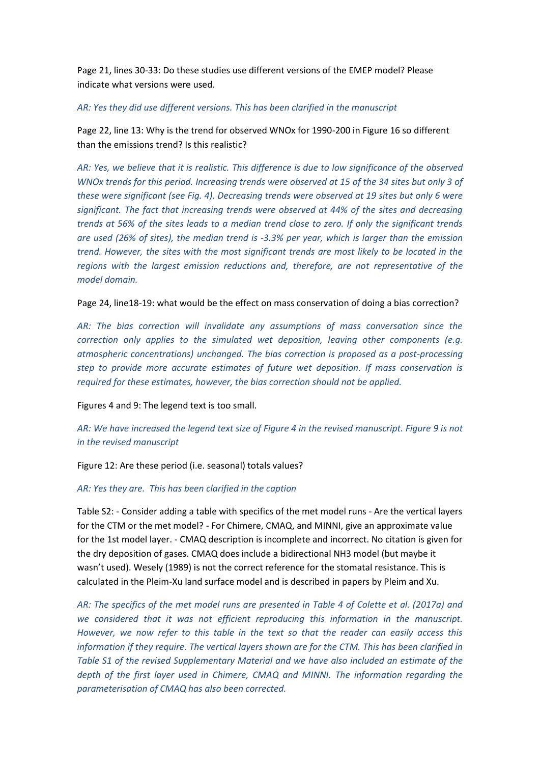Page 21, lines 30-33: Do these studies use different versions of the EMEP model? Please indicate what versions were used.

*AR: Yes they did use different versions. This has been clarified in the manuscript*

Page 22, line 13: Why is the trend for observed WNOx for 1990-200 in Figure 16 so different than the emissions trend? Is this realistic?

*AR: Yes, we believe that it is realistic. This difference is due to low significance of the observed WNOx trends for this period. Increasing trends were observed at 15 of the 34 sites but only 3 of these were significant (see Fig. 4). Decreasing trends were observed at 19 sites but only 6 were significant. The fact that increasing trends were observed at 44% of the sites and decreasing trends at 56% of the sites leads to a median trend close to zero. If only the significant trends are used (26% of sites), the median trend is -3.3% per year, which is larger than the emission trend. However, the sites with the most significant trends are most likely to be located in the regions with the largest emission reductions and, therefore, are not representative of the model domain.*

Page 24, line18-19: what would be the effect on mass conservation of doing a bias correction?

*AR: The bias correction will invalidate any assumptions of mass conversation since the correction only applies to the simulated wet deposition, leaving other components (e.g. atmospheric concentrations) unchanged. The bias correction is proposed as a post-processing step to provide more accurate estimates of future wet deposition. If mass conservation is required for these estimates, however, the bias correction should not be applied.*

Figures 4 and 9: The legend text is too small.

*AR: We have increased the legend text size of Figure 4 in the revised manuscript. Figure 9 is not in the revised manuscript*

Figure 12: Are these period (i.e. seasonal) totals values?

*AR: Yes they are. This has been clarified in the caption*

Table S2: - Consider adding a table with specifics of the met model runs - Are the vertical layers for the CTM or the met model? - For Chimere, CMAQ, and MINNI, give an approximate value for the 1st model layer. - CMAQ description is incomplete and incorrect. No citation is given for the dry deposition of gases. CMAQ does include a bidirectional NH3 model (but maybe it wasn't used). Wesely (1989) is not the correct reference for the stomatal resistance. This is calculated in the Pleim-Xu land surface model and is described in papers by Pleim and Xu.

*AR: The specifics of the met model runs are presented in Table 4 of Colette et al. (2017a) and we considered that it was not efficient reproducing this information in the manuscript. However, we now refer to this table in the text so that the reader can easily access this information if they require. The vertical layers shown are for the CTM. This has been clarified in Table S1 of the revised Supplementary Material and we have also included an estimate of the depth of the first layer used in Chimere, CMAQ and MINNI. The information regarding the parameterisation of CMAQ has also been corrected.*